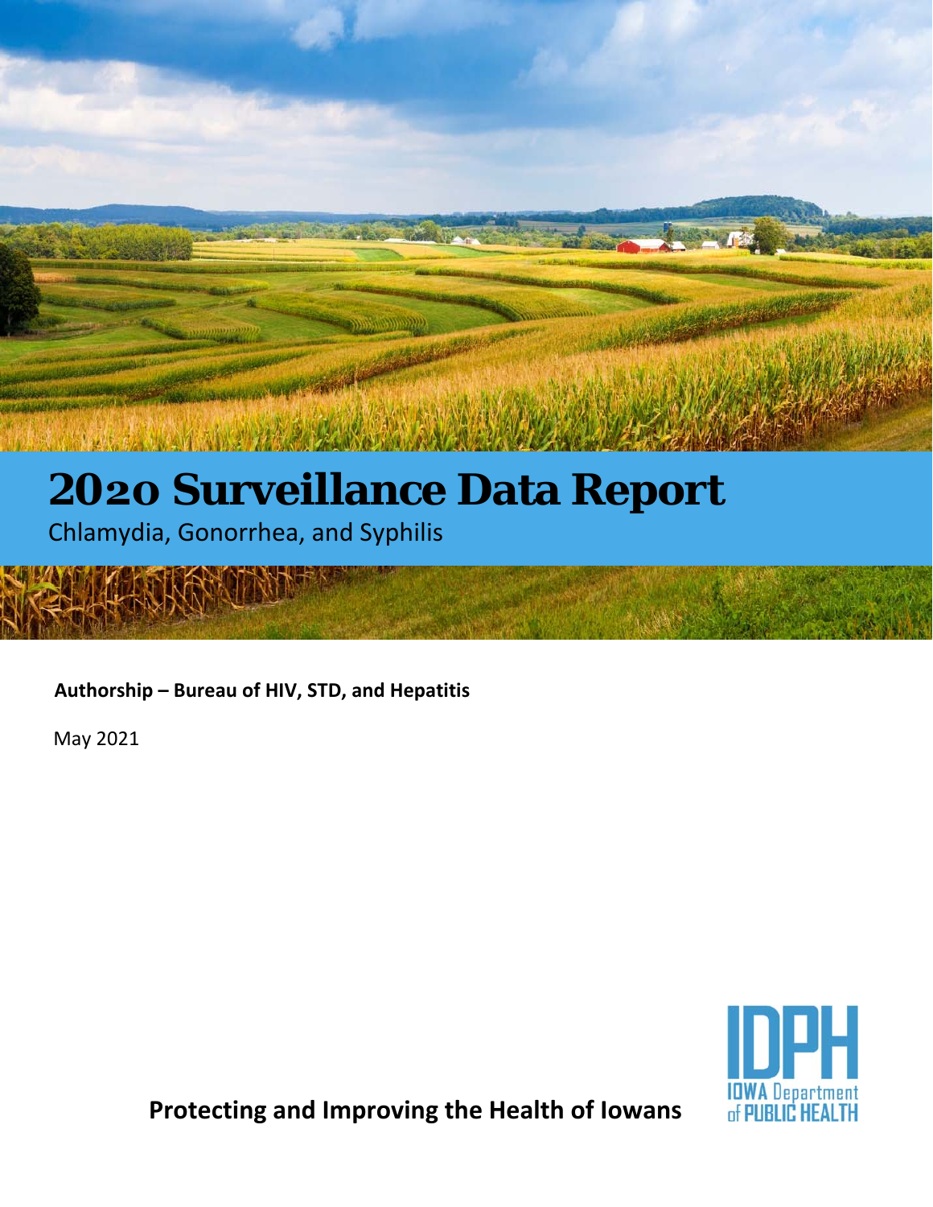# 2020 Surveillance Data Report

Chlamydia, Gonorrhea, and Syphilis

**Authorship – Bureau of HIV, STD, and Hepatitis**

May 2021

IDPH
IOWA Department of PUBLIC HEALTH

**Protecting and Improving the Health of Iowans**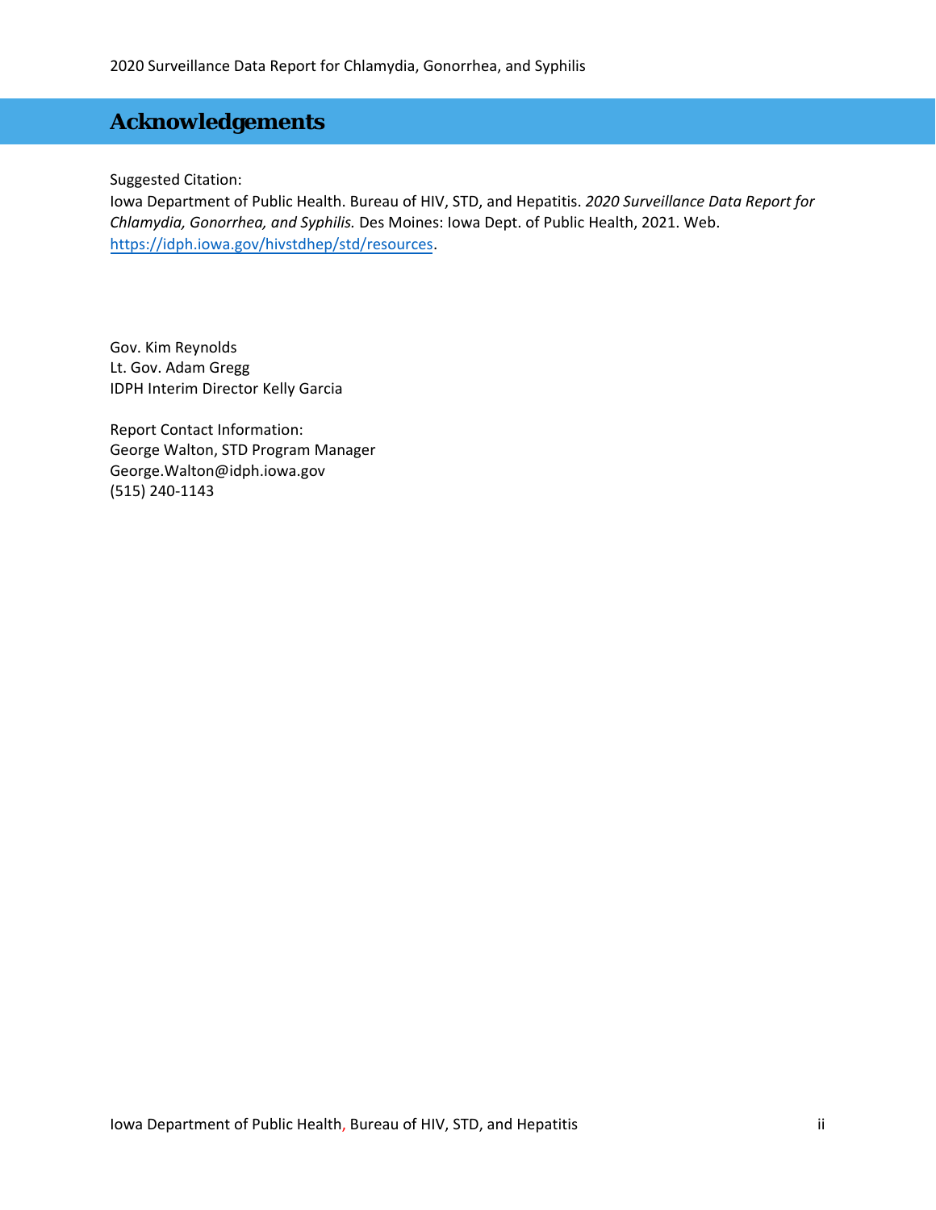# Acknowledgements

Suggested Citation:
Iowa Department of Public Health. Bureau of HIV, STD, and Hepatitis. *2020 Surveillance Data Report for Chlamydia, Gonorrhea, and Syphilis.* Des Moines: Iowa Dept. of Public Health, 2021. Web. https://idph.iowa.gov/hivstdhep/std/resources.

Gov. Kim Reynolds
Lt. Gov. Adam Gregg
IDPH Interim Director Kelly Garcia

Report Contact Information:
George Walton, STD Program Manager
George.Walton@idph.iowa.gov
(515) 240-1143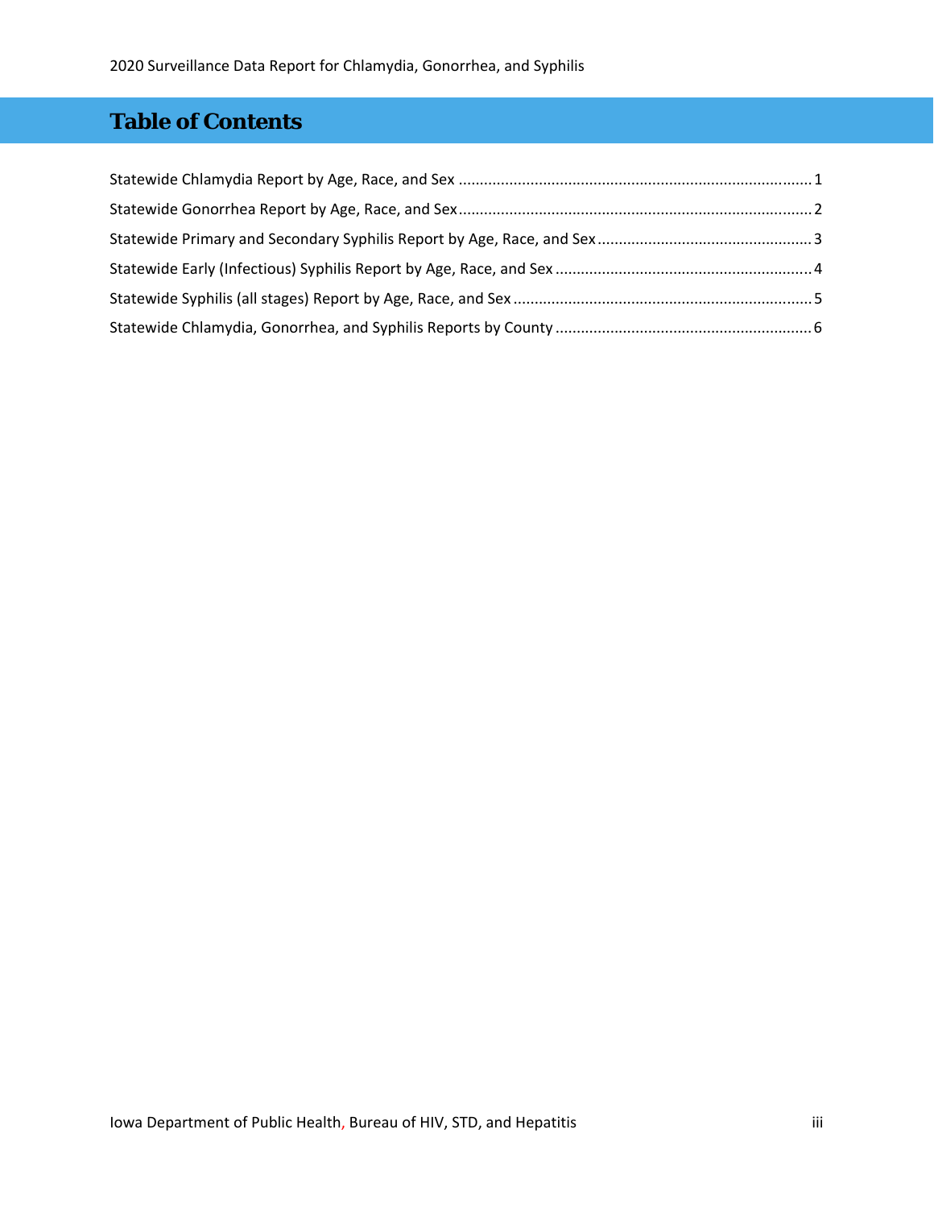# Table of Contents

Statewide Chlamydia Report by Age, Race, and Sex ........ 1

Statewide Gonorrhea Report by Age, Race, and Sex ........ 2

Statewide Primary and Secondary Syphilis Report by Age, Race, and Sex ........ 3

Statewide Early (Infectious) Syphilis Report by Age, Race, and Sex ........ 4

Statewide Syphilis (all stages) Report by Age, Race, and Sex ........ 5

Statewide Chlamydia, Gonorrhea, and Syphilis Reports by County ........ 6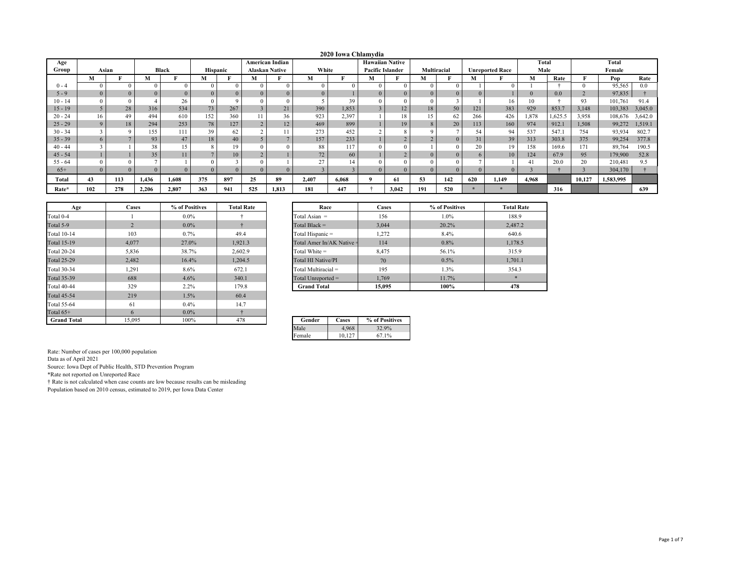# 2020 Iowa Chlamydia

| Age Group | Asian | | Black | | Hispanic | | American Indian Alaskan Native | | White | | Hawaiian Native Pacific Islander | | Multiracial | | Unreported Race | | Total Male | | Total Female | | |
|---|---|---|---|---|---|---|---|---|---|---|---|---|---|---|---|---|---|---|---|---|---|
| | M | F | M | F | M | F | M | F | M | F | M | F | M | F | M | F | M | Rate | F | Pop | Rate |
| 0 - 4 | 0 | 0 | 0 | 0 | 0 | 0 | 0 | 0 | 0 | 0 | 0 | 0 | 0 | 0 | 1 | 0 | 1 | † | 0 | 95,565 | 0.0 |
| 5 - 9 | 0 | 0 | 0 | 0 | 0 | 0 | 0 | 0 | 0 | 1 | 0 | 0 | 0 | 0 | 0 | 1 | 0 | 0.0 | 2 | 97,835 | † |
| 10 - 14 | 0 | 0 | 4 | 26 | 0 | 9 | 0 | 0 | 5 | 39 | 0 | 0 | 0 | 3 | 1 | 16 | 10 | † | 93 | 101,761 | 91.4 |
| 15 - 19 | 5 | 28 | 316 | 534 | 73 | 267 | 3 | 21 | 390 | 1,853 | 3 | 12 | 18 | 50 | 121 | 383 | 929 | 853.7 | 3,148 | 103,383 | 3,045.0 |
| 20 - 24 | 16 | 49 | 494 | 610 | 152 | 360 | 11 | 36 | 923 | 2,397 | 1 | 18 | 15 | 62 | 266 | 426 | 1,878 | 1,625.5 | 3,958 | 108,676 | 3,642.0 |
| 25 - 29 | 9 | 18 | 294 | 253 | 78 | 127 | 2 | 12 | 469 | 899 | 1 | 19 | 8 | 20 | 113 | 160 | 974 | 912.1 | 1,508 | 99,272 | 1,519.1 |
| 30 - 34 | 3 | 9 | 155 | 111 | 39 | 62 | 2 | 11 | 273 | 452 | 2 | 8 | 9 | 7 | 54 | 94 | 537 | 547.1 | 754 | 93,934 | 802.7 |
| 35 - 39 | 6 | 7 | 93 | 47 | 18 | 40 | 5 | 7 | 157 | 233 | 1 | 2 | 2 | 0 | 31 | 39 | 313 | 303.8 | 375 | 99,254 | 377.8 |
| 40 - 44 | 3 | 1 | 38 | 15 | 8 | 19 | 0 | 0 | 88 | 117 | 0 | 0 | 1 | 0 | 20 | 19 | 158 | 169.6 | 171 | 89,764 | 190.5 |
| 45 - 54 | 1 | 1 | 35 | 11 | 7 | 10 | 2 | 1 | 72 | 60 | 1 | 2 | 0 | 0 | 6 | 10 | 124 | 67.9 | 95 | 179,900 | 52.8 |
| 55 - 64 | 0 | 0 | 7 | 1 | 0 | 3 | 0 | 1 | 27 | 14 | 0 | 0 | 0 | 0 | 7 | 1 | 41 | 20.0 | 20 | 210,481 | 9.5 |
| 65+ | 0 | 0 | 0 | 0 | 0 | 0 | 0 | 0 | 3 | 3 | 0 | 0 | 0 | 0 | 0 | 0 | 3 | † | 3 | 304,170 | † |
| **Total** | **43** | **113** | **1,436** | **1,608** | **375** | **897** | **25** | **89** | **2,407** | **6,068** | **9** | **61** | **53** | **142** | **620** | **1,149** | **4,968** | | **10,127** | **1,583,995** | |
| **Rate*** | **102** | **278** | **2,206** | **2,807** | **363** | **941** | **525** | **1,813** | **181** | **447** | **†** | **3,042** | **191** | **520** | ***** | ***** | | **316** | | | **639** |

| Age | Cases | % of Positives | Total Rate |
|---|---|---|---|
| Total 0-4 | 1 | 0.0% | † |
| Total 5-9 | 2 | 0.0% | † |
| Total 10-14 | 103 | 0.7% | 49.4 |
| Total 15-19 | 4,077 | 27.0% | 1,921.3 |
| Total 20-24 | 5,836 | 38.7% | 2,602.9 |
| Total 25-29 | 2,482 | 16.4% | 1,204.5 |
| Total 30-34 | 1,291 | 8.6% | 672.1 |
| Total 35-39 | 688 | 4.6% | 340.1 |
| Total 40-44 | 329 | 2.2% | 179.8 |
| Total 45-54 | 219 | 1.5% | 60.4 |
| Total 55-64 | 61 | 0.4% | 14.7 |
| Total 65+ | 6 | 0.0% | † |
| **Grand Total** | 15,095 | 100% | 478 |

| Race | Cases | % of Positives | Total Rate |
|---|---|---|---|
| Total Asian = | 156 | 1.0% | 188.9 |
| Total Black = | 3,044 | 20.2% | 2,487.2 |
| Total Hispanic = | 1,272 | 8.4% | 640.6 |
| Total Amer In/AK Native = | 114 | 0.8% | 1,178.5 |
| Total White = | 8,475 | 56.1% | 315.9 |
| Total HI Native/PI | 70 | 0.5% | 1,701.1 |
| Total Multiracial = | 195 | 1.3% | 354.3 |
| Total Unreported = | 1,769 | 11.7% | * |
| **Grand Total** | **15,095** | **100%** | **478** |

| Gender | Cases | % of Positives |
|---|---|---|
| Male | 4,968 | 32.9% |
| Female | 10,127 | 67.1% |

Rate: Number of cases per 100,000 population
Data as of April 2021
Source: Iowa Dept of Public Health, STD Prevention Program
*Rate not reported on Unreported Race
† Rate is not calculated when case counts are low because results can be misleading
Population based on 2010 census, estimated to 2019, per Iowa Data Center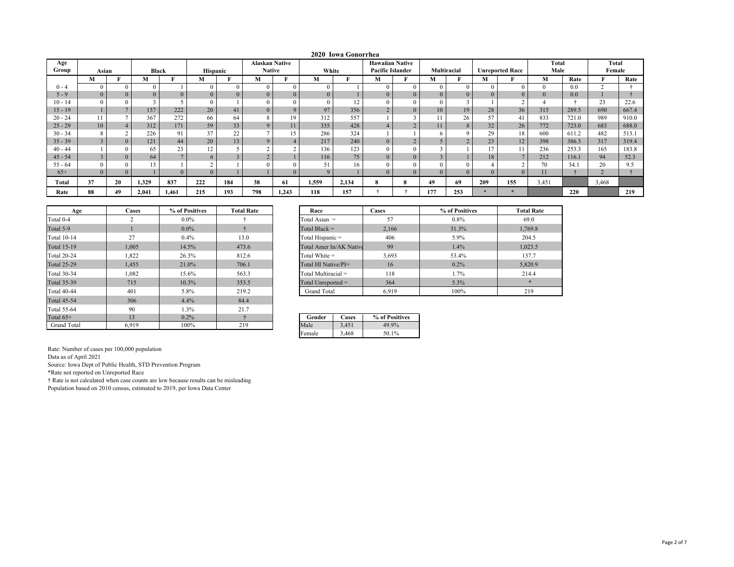# 2020 Iowa Gonorrhea

| Age Group | Asian | | Black | | Hispanic | | Alaskan Native Native | | White | | Hawaiian Native Pacific Islander | | Multiracial | | Unreported Race | | Total Male | | Total Female | |
|---|---|---|---|---|---|---|---|---|---|---|---|---|---|---|---|---|---|---|---|---|
| | M | F | M | F | M | F | M | F | M | F | M | F | M | F | M | F | M | Rate | F | Rate |
| 0 - 4 | 0 | 0 | 0 | 1 | 0 | 0 | 0 | 0 | 0 | 1 | 0 | 0 | 0 | 0 | 0 | 0 | 0 | 0.0 | 2 | † |
| 5 - 9 | 0 | 0 | 0 | 0 | 0 | 0 | 0 | 0 | 0 | 1 | 0 | 0 | 0 | 0 | 0 | 0 | 0 | 0.0 | 1 | † |
| 10 - 14 | 0 | 0 | 3 | 5 | 0 | 1 | 0 | 0 | 0 | 12 | 0 | 0 | 0 | 3 | 1 | 2 | 4 | † | 23 | 22.6 |
| 15 - 19 | 1 | 7 | 157 | 222 | 20 | 41 | 0 | 9 | 97 | 356 | 2 | 0 | 10 | 19 | 28 | 36 | 315 | 289.5 | 690 | 667.4 |
| 20 - 24 | 11 | 7 | 367 | 272 | 66 | 64 | 8 | 19 | 312 | 557 | 1 | 3 | 11 | 26 | 57 | 41 | 833 | 721.0 | 989 | 910.0 |
| 25 - 29 | 10 | 4 | 312 | 171 | 59 | 33 | 9 | 11 | 335 | 428 | 4 | 2 | 11 | 8 | 32 | 26 | 772 | 723.0 | 683 | 688.0 |
| 30 - 34 | 8 | 2 | 226 | 91 | 37 | 22 | 7 | 15 | 286 | 324 | 1 | 1 | 6 | 9 | 29 | 18 | 600 | 611.2 | 482 | 513.1 |
| 35 - 39 | 3 | 0 | 121 | 44 | 20 | 13 | 9 | 4 | 217 | 240 | 0 | 2 | 5 | 2 | 23 | 12 | 398 | 386.3 | 317 | 319.4 |
| 40 - 44 | 1 | 0 | 65 | 23 | 12 | 5 | 2 | 2 | 136 | 123 | 0 | 0 | 3 | 1 | 17 | 11 | 236 | 253.3 | 165 | 183.8 |
| 45 - 54 | 3 | 0 | 64 | 7 | 6 | 3 | 2 | 1 | 116 | 75 | 0 | 0 | 3 | 1 | 18 | 7 | 212 | 116.1 | 94 | 52.3 |
| 55 - 64 | 0 | 0 | 13 | 1 | 2 | 1 | 0 | 0 | 51 | 16 | 0 | 0 | 0 | 0 | 4 | 2 | 70 | 34.1 | 20 | 9.5 |
| 65+ | 0 | 0 | 1 | 0 | 0 | 1 | 1 | 0 | 9 | 1 | 0 | 0 | 0 | 0 | 0 | 0 | 11 | † | 2 | † |
| **Total** | **37** | **20** | **1,329** | **837** | **222** | **184** | **38** | **61** | **1,559** | **2,134** | **8** | **8** | **49** | **69** | **209** | **155** | 3,451 | | 3,468 | |
| **Rate** | **88** | **49** | **2,041** | **1,461** | **215** | **193** | **798** | **1,243** | **118** | **157** | † | † | **177** | **253** | * | * | | **220** | | **219** |

| Age | Cases | % of Positives | Total Rate |
|---|---|---|---|
| Total 0-4 | 2 | 0.0% | † |
| Total 5-9 | 1 | 0.0% | † |
| Total 10-14 | 27 | 0.4% | 13.0 |
| Total 15-19 | 1,005 | 14.5% | 473.6 |
| Total 20-24 | 1,822 | 26.3% | 812.6 |
| Total 25-29 | 1,455 | 21.0% | 706.1 |
| Total 30-34 | 1,082 | 15.6% | 563.3 |
| Total 35-39 | 715 | 10.3% | 353.5 |
| Total 40-44 | 401 | 5.8% | 219.2 |
| Total 45-54 | 306 | 4.4% | 84.4 |
| Total 55-64 | 90 | 1.3% | 21.7 |
| Total 65+ | 13 | 0.2% | † |
| Grand Total | 6,919 | 100% | 219 |

| Race | Cases | % of Positives | Total Rate |
|---|---|---|---|
| Total Asian = | 57 | 0.8% | 69.0 |
| Total Black = | 2,166 | 31.3% | 1,769.8 |
| Total Hispanic = | 406 | 5.9% | 204.5 |
| Total Amer In/AK Native | 99 | 1.4% | 1,023.5 |
| Total White = | 3,693 | 53.4% | 137.7 |
| Total HI Native/PI= | 16 | 0.2% | 5,820.9 |
| Total Multiracial = | 118 | 1.7% | 214.4 |
| Total Unreported = | 364 | 5.3% | * |
| Grand Total | 6,919 | 100% | 219 |

| Gender | Cases | % of Positives |
|---|---|---|
| Male | 3,451 | 49.9% |
| Female | 3,468 | 50.1% |

Rate: Number of cases per 100,000 population
Data as of April 2021
Source: Iowa Dept of Public Health, STD Prevention Program
*Rate not reported on Unreported Race
† Rate is not calculated when case counts are low because results can be misleading
Population based on 2010 census, estimated to 2019, per Iowa Data Center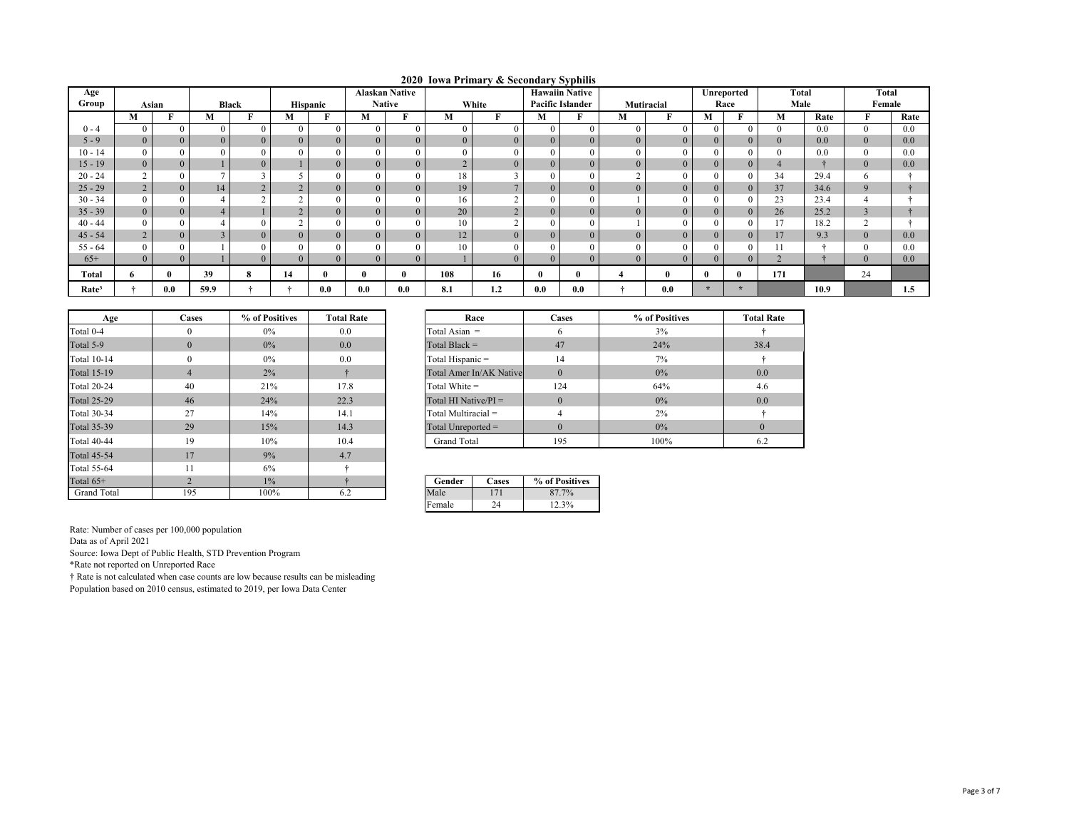# 2020 Iowa Primary & Secondary Syphilis

| Age Group | Asian | | Black | | Hispanic | | Alaskan Native Native | | White | | Hawaiin Native Pacific Islander | | Mutiracial | | Unreported Race | | Total Male | | Total Female | |
|---|---|---|---|---|---|---|---|---|---|---|---|---|---|---|---|---|---|---|---|---|
| | M | F | M | F | M | F | M | F | M | F | M | F | M | F | M | F | M | Rate | F | Rate |
| 0 - 4 | 0 | 0 | 0 | 0 | 0 | 0 | 0 | 0 | 0 | 0 | 0 | 0 | 0 | 0 | 0 | 0 | 0 | 0.0 | 0 | 0.0 |
| 5 - 9 | 0 | 0 | 0 | 0 | 0 | 0 | 0 | 0 | 0 | 0 | 0 | 0 | 0 | 0 | 0 | 0 | 0 | 0.0 | 0 | 0.0 |
| 10 - 14 | 0 | 0 | 0 | 0 | 0 | 0 | 0 | 0 | 0 | 0 | 0 | 0 | 0 | 0 | 0 | 0 | 0 | 0.0 | 0 | 0.0 |
| 15 - 19 | 0 | 0 | 1 | 0 | 1 | 0 | 0 | 0 | 2 | 0 | 0 | 0 | 0 | 0 | 0 | 0 | 4 | † | 0 | 0.0 |
| 20 - 24 | 2 | 0 | 7 | 3 | 5 | 0 | 0 | 0 | 18 | 3 | 0 | 0 | 2 | 0 | 0 | 0 | 34 | 29.4 | 6 | † |
| 25 - 29 | 2 | 0 | 14 | 2 | 2 | 0 | 0 | 0 | 19 | 7 | 0 | 0 | 0 | 0 | 0 | 0 | 37 | 34.6 | 9 | † |
| 30 - 34 | 0 | 0 | 4 | 2 | 2 | 0 | 0 | 0 | 16 | 2 | 0 | 0 | 1 | 0 | 0 | 0 | 23 | 23.4 | 4 | † |
| 35 - 39 | 0 | 0 | 4 | 1 | 2 | 0 | 0 | 0 | 20 | 2 | 0 | 0 | 0 | 0 | 0 | 0 | 26 | 25.2 | 3 | † |
| 40 - 44 | 0 | 0 | 4 | 0 | 2 | 0 | 0 | 0 | 10 | 2 | 0 | 0 | 1 | 0 | 0 | 0 | 17 | 18.2 | 2 | † |
| 45 - 54 | 2 | 0 | 3 | 0 | 0 | 0 | 0 | 0 | 12 | 0 | 0 | 0 | 0 | 0 | 0 | 0 | 17 | 9.3 | 0 | 0.0 |
| 55 - 64 | 0 | 0 | 1 | 0 | 0 | 0 | 0 | 0 | 10 | 0 | 0 | 0 | 0 | 0 | 0 | 0 | 11 | † | 0 | 0.0 |
| 65+ | 0 | 0 | 1 | 0 | 0 | 0 | 0 | 0 | 1 | 0 | 0 | 0 | 0 | 0 | 0 | 0 | 2 | † | 0 | 0.0 |
| **Total** | **6** | **0** | **39** | **8** | **14** | **0** | **0** | **0** | **108** | **16** | **0** | **0** | **4** | **0** | **0** | **0** | **171** | | 24 | |
| **Rate³** | † | **0.0** | **59.9** | † | † | **0.0** | **0.0** | **0.0** | **8.1** | **1.2** | **0.0** | **0.0** | † | **0.0** | * | * | | **10.9** | | **1.5** |

| Age | Cases | % of Positives | Total Rate |
|---|---|---|---|
| Total 0-4 | 0 | 0% | 0.0 |
| Total 5-9 | 0 | 0% | 0.0 |
| Total 10-14 | 0 | 0% | 0.0 |
| Total 15-19 | 4 | 2% | † |
| Total 20-24 | 40 | 21% | 17.8 |
| Total 25-29 | 46 | 24% | 22.3 |
| Total 30-34 | 27 | 14% | 14.1 |
| Total 35-39 | 29 | 15% | 14.3 |
| Total 40-44 | 19 | 10% | 10.4 |
| Total 45-54 | 17 | 9% | 4.7 |
| Total 55-64 | 11 | 6% | † |
| Total 65+ | 2 | 1% | † |
| Grand Total | 195 | 100% | 6.2 |

| Race | Cases | % of Positives | Total Rate |
|---|---|---|---|
| Total Asian = | 6 | 3% | † |
| Total Black = | 47 | 24% | 38.4 |
| Total Hispanic = | 14 | 7% | † |
| Total Amer In/AK Native | 0 | 0% | 0.0 |
| Total White = | 124 | 64% | 4.6 |
| Total HI Native/PI = | 0 | 0% | 0.0 |
| Total Multiracial = | 4 | 2% | † |
| Total Unreported = | 0 | 0% | 0 |
| Grand Total | 195 | 100% | 6.2 |

| Gender | Cases | % of Positives |
|---|---|---|
| Male | 171 | 87.7% |
| Female | 24 | 12.3% |

Rate: Number of cases per 100,000 population
Data as of April 2021
Source: Iowa Dept of Public Health, STD Prevention Program
*Rate not reported on Unreported Race
† Rate is not calculated when case counts are low because results can be misleading
Population based on 2010 census, estimated to 2019, per Iowa Data Center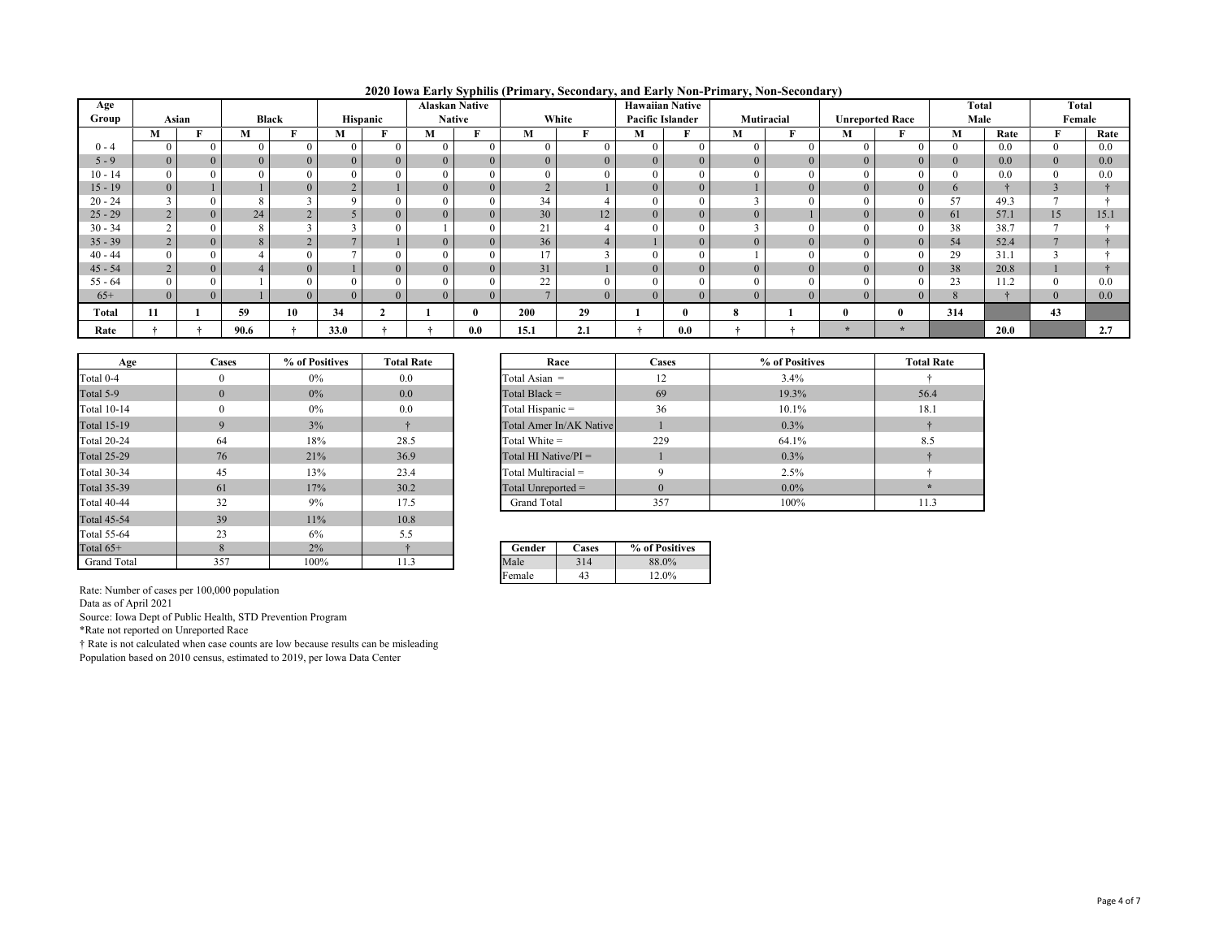## 2020 Iowa Early Syphilis (Primary, Secondary, and Early Non-Primary, Non-Secondary)

| Age Group | Asian | | Black | | Hispanic | | Alaskan Native Native | | White | | Hawaiian Native Pacific Islander | | Mutiracial | | Unreported Race | | Total Male | | Total Female | |
|---|---|---|---|---|---|---|---|---|---|---|---|---|---|---|---|---|---|---|---|---|
| | M | F | M | F | M | F | M | F | M | F | M | F | M | F | M | F | M | Rate | F | Rate |
| 0 - 4 | 0 | 0 | 0 | 0 | 0 | 0 | 0 | 0 | 0 | 0 | 0 | 0 | 0 | 0 | 0 | 0 | 0 | 0.0 | 0 | 0.0 |
| 5 - 9 | 0 | 0 | 0 | 0 | 0 | 0 | 0 | 0 | 0 | 0 | 0 | 0 | 0 | 0 | 0 | 0 | 0 | 0.0 | 0 | 0.0 |
| 10 - 14 | 0 | 0 | 0 | 0 | 0 | 0 | 0 | 0 | 0 | 0 | 0 | 0 | 0 | 0 | 0 | 0 | 0 | 0.0 | 0 | 0.0 |
| 15 - 19 | 0 | 1 | 1 | 0 | 2 | 1 | 0 | 0 | 2 | 1 | 0 | 0 | 1 | 0 | 0 | 0 | 6 | † | 3 | † |
| 20 - 24 | 3 | 0 | 8 | 3 | 9 | 0 | 0 | 0 | 34 | 4 | 0 | 0 | 3 | 0 | 0 | 0 | 57 | 49.3 | 7 | † |
| 25 - 29 | 2 | 0 | 24 | 2 | 5 | 0 | 0 | 0 | 30 | 12 | 0 | 0 | 0 | 1 | 0 | 0 | 61 | 57.1 | 15 | 15.1 |
| 30 - 34 | 2 | 0 | 8 | 3 | 3 | 0 | 1 | 0 | 21 | 4 | 0 | 0 | 3 | 0 | 0 | 0 | 38 | 38.7 | 7 | † |
| 35 - 39 | 2 | 0 | 8 | 2 | 7 | 1 | 0 | 0 | 36 | 4 | 1 | 0 | 0 | 0 | 0 | 0 | 54 | 52.4 | 7 | † |
| 40 - 44 | 0 | 0 | 4 | 0 | 7 | 0 | 0 | 0 | 17 | 3 | 0 | 0 | 1 | 0 | 0 | 0 | 29 | 31.1 | 3 | † |
| 45 - 54 | 2 | 0 | 4 | 0 | 1 | 0 | 0 | 0 | 31 | 1 | 0 | 0 | 0 | 0 | 0 | 0 | 38 | 20.8 | 1 | † |
| 55 - 64 | 0 | 0 | 1 | 0 | 0 | 0 | 0 | 0 | 22 | 0 | 0 | 0 | 0 | 0 | 0 | 0 | 23 | 11.2 | 0 | 0.0 |
| 65+ | 0 | 0 | 1 | 0 | 0 | 0 | 0 | 0 | 7 | 0 | 0 | 0 | 0 | 0 | 0 | 0 | 8 | † | 0 | 0.0 |
| **Total** | **11** | **1** | **59** | **10** | **34** | **2** | **1** | **0** | **200** | **29** | **1** | **0** | **8** | **1** | **0** | **0** | **314** | | **43** | |
| **Rate** | **†** | **†** | **90.6** | **†** | **33.0** | **†** | **†** | **0.0** | **15.1** | **2.1** | **†** | **0.0** | **†** | **†** | ***** | ***** | | **20.0** | | **2.7** |

| Age | Cases | % of Positives | Total Rate |
|---|---|---|---|
| Total 0-4 | 0 | 0% | 0.0 |
| Total 5-9 | 0 | 0% | 0.0 |
| Total 10-14 | 0 | 0% | 0.0 |
| Total 15-19 | 9 | 3% | † |
| Total 20-24 | 64 | 18% | 28.5 |
| Total 25-29 | 76 | 21% | 36.9 |
| Total 30-34 | 45 | 13% | 23.4 |
| Total 35-39 | 61 | 17% | 30.2 |
| Total 40-44 | 32 | 9% | 17.5 |
| Total 45-54 | 39 | 11% | 10.8 |
| Total 55-64 | 23 | 6% | 5.5 |
| Total 65+ | 8 | 2% | † |
| Grand Total | 357 | 100% | 11.3 |

| Race | Cases | % of Positives | Total Rate |
|---|---|---|---|
| Total Asian = | 12 | 3.4% | † |
| Total Black = | 69 | 19.3% | 56.4 |
| Total Hispanic = | 36 | 10.1% | 18.1 |
| Total Amer In/AK Native | 1 | 0.3% | † |
| Total White = | 229 | 64.1% | 8.5 |
| Total HI Native/PI = | 1 | 0.3% | † |
| Total Multiracial = | 9 | 2.5% | † |
| Total Unreported = | 0 | 0.0% | * |
| Grand Total | 357 | 100% | 11.3 |

| Gender | Cases | % of Positives |
|---|---|---|
| Male | 314 | 88.0% |
| Female | 43 | 12.0% |

Rate: Number of cases per 100,000 population
Data as of April 2021
Source: Iowa Dept of Public Health, STD Prevention Program
*Rate not reported on Unreported Race
† Rate is not calculated when case counts are low because results can be misleading
Population based on 2010 census, estimated to 2019, per Iowa Data Center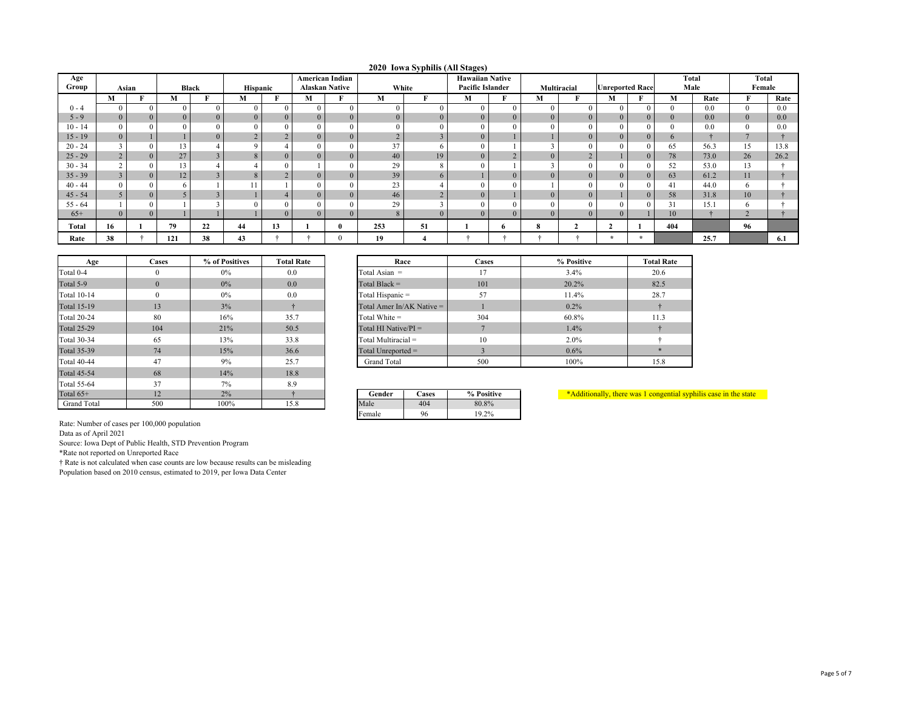## 2020 Iowa Syphilis (All Stages)

| Age Group | Asian | | Black | | Hispanic | | American Indian Alaskan Native | | White | | Hawaiian Native Pacific Islander | | Multiracial | | Unreported Race | | Total Male | | Total Female | |
|---|---|---|---|---|---|---|---|---|---|---|---|---|---|---|---|---|---|---|---|---|
| | M | F | M | F | M | F | M | F | M | F | M | F | M | F | M | F | M | Rate | F | Rate |
| 0 - 4 | 0 | 0 | 0 | 0 | 0 | 0 | 0 | 0 | 0 | 0 | 0 | 0 | 0 | 0 | 0 | 0 | 0 | 0.0 | 0 | 0.0 |
| 5 - 9 | 0 | 0 | 0 | 0 | 0 | 0 | 0 | 0 | 0 | 0 | 0 | 0 | 0 | 0 | 0 | 0 | 0 | 0.0 | 0 | 0.0 |
| 10 - 14 | 0 | 0 | 0 | 0 | 0 | 0 | 0 | 0 | 0 | 0 | 0 | 0 | 0 | 0 | 0 | 0 | 0 | 0.0 | 0 | 0.0 |
| 15 - 19 | 0 | 1 | 1 | 0 | 2 | 2 | 0 | 0 | 2 | 3 | 0 | 1 | 1 | 0 | 0 | 0 | 6 | † | 7 | † |
| 20 - 24 | 3 | 0 | 13 | 4 | 9 | 4 | 0 | 0 | 37 | 6 | 0 | 1 | 3 | 0 | 0 | 0 | 65 | 56.3 | 15 | 13.8 |
| 25 - 29 | 2 | 0 | 27 | 3 | 8 | 0 | 0 | 0 | 40 | 19 | 0 | 2 | 0 | 2 | 1 | 0 | 78 | 73.0 | 26 | 26.2 |
| 30 - 34 | 2 | 0 | 13 | 4 | 4 | 0 | 1 | 0 | 29 | 8 | 0 | 1 | 3 | 0 | 0 | 0 | 52 | 53.0 | 13 | † |
| 35 - 39 | 3 | 0 | 12 | 3 | 8 | 2 | 0 | 0 | 39 | 6 | 1 | 0 | 0 | 0 | 0 | 0 | 63 | 61.2 | 11 | † |
| 40 - 44 | 0 | 0 | 6 | 1 | 11 | 1 | 0 | 0 | 23 | 4 | 0 | 0 | 1 | 0 | 0 | 0 | 41 | 44.0 | 6 | † |
| 45 - 54 | 5 | 0 | 5 | 3 | 1 | 4 | 0 | 0 | 46 | 2 | 0 | 1 | 0 | 0 | 1 | 0 | 58 | 31.8 | 10 | † |
| 55 - 64 | 1 | 0 | 1 | 3 | 0 | 0 | 0 | 0 | 29 | 3 | 0 | 0 | 0 | 0 | 0 | 0 | 31 | 15.1 | 6 | † |
| 65+ | 0 | 0 | 1 | 1 | 1 | 0 | 0 | 0 | 8 | 0 | 0 | 0 | 0 | 0 | 0 | 1 | 10 | † | 2 | † |
| **Total** | **16** | **1** | **79** | **22** | **44** | **13** | **1** | **0** | **253** | **51** | **1** | **6** | **8** | **2** | **2** | **1** | **404** | | **96** | |
| **Rate** | **38** | † | **121** | **38** | **43** | † | † | 0 | **19** | **4** | † | † | † | † | * | * | | **25.7** | | **6.1** |

| Age | Cases | % of Positives | Total Rate |
|---|---|---|---|
| Total 0-4 | 0 | 0% | 0.0 |
| Total 5-9 | 0 | 0% | 0.0 |
| Total 10-14 | 0 | 0% | 0.0 |
| Total 15-19 | 13 | 3% | † |
| Total 20-24 | 80 | 16% | 35.7 |
| Total 25-29 | 104 | 21% | 50.5 |
| Total 30-34 | 65 | 13% | 33.8 |
| Total 35-39 | 74 | 15% | 36.6 |
| Total 40-44 | 47 | 9% | 25.7 |
| Total 45-54 | 68 | 14% | 18.8 |
| Total 55-64 | 37 | 7% | 8.9 |
| Total 65+ | 12 | 2% | † |
| Grand Total | 500 | 100% | 15.8 |

| Race | Cases | % Positive | Total Rate |
|---|---|---|---|
| Total Asian = | 17 | 3.4% | 20.6 |
| Total Black = | 101 | 20.2% | 82.5 |
| Total Hispanic = | 57 | 11.4% | 28.7 |
| Total Amer In/AK Native = | 1 | 0.2% | † |
| Total White = | 304 | 60.8% | 11.3 |
| Total HI Native/PI = | 7 | 1.4% | † |
| Total Multiracial = | 10 | 2.0% | † |
| Total Unreported = | 3 | 0.6% | * |
| Grand Total | 500 | 100% | 15.8 |

| Gender | Cases | % Positive |
|---|---|---|
| Male | 404 | 80.8% |
| Female | 96 | 19.2% |

*Additionally, there was 1 congential syphilis case in the state

Rate: Number of cases per 100,000 population
Data as of April 2021
Source: Iowa Dept of Public Health, STD Prevention Program
*Rate not reported on Unreported Race
† Rate is not calculated when case counts are low because results can be misleading
Population based on 2010 census, estimated to 2019, per Iowa Data Center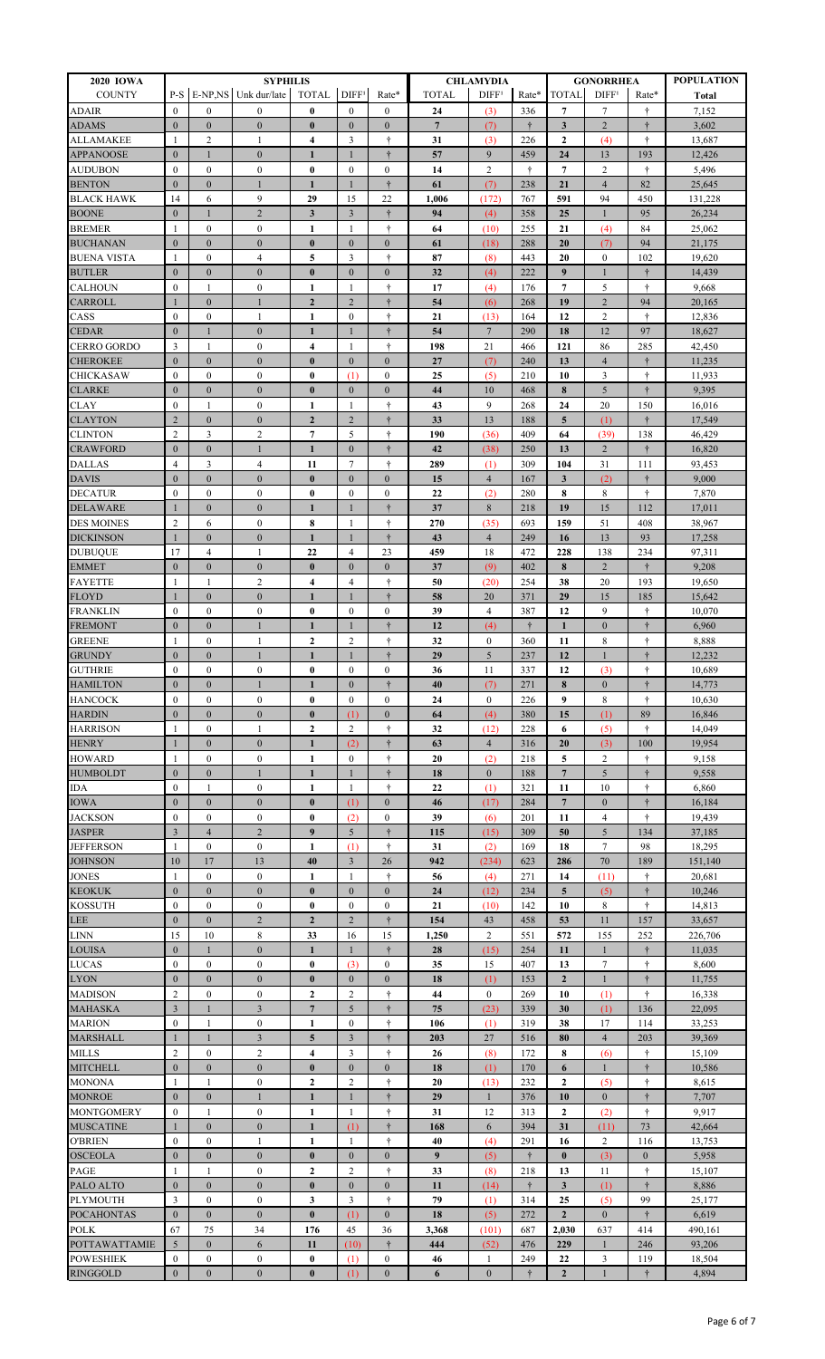| 2020 IOWA | SYPHILIS | | | | | | CHLAMYDIA | | | GONORRHEA | | | POPULATION |
|---|---|---|---|---|---|---|---|---|---|---|---|---|---|
| COUNTY | P-S | E-NP,NS | Unk dur/late | TOTAL | DIFF¹ | Rate* | TOTAL | DIFF¹ | Rate* | TOTAL | DIFF¹ | Rate* | Total |
| ADAIR | 0 | 0 | 0 | 0 | 0 | 0 | 24 | (3) | 336 | 7 | 7 | † | 7,152 |
| ADAMS | 0 | 0 | 0 | 0 | 0 | 0 | 7 | (7) | † | 3 | 2 | † | 3,602 |
| ALLAMAKEE | 1 | 2 | 1 | 4 | 3 | † | 31 | (3) | 226 | 2 | (4) | † | 13,687 |
| APPANOOSE | 0 | 1 | 0 | 1 | 1 | † | 57 | 9 | 459 | 24 | 13 | 193 | 12,426 |
| AUDUBON | 0 | 0 | 0 | 0 | 0 | 0 | 14 | 2 | † | 7 | 2 | † | 5,496 |
| BENTON | 0 | 0 | 1 | 1 | 1 | † | 61 | (7) | 238 | 21 | 4 | 82 | 25,645 |
| BLACK HAWK | 14 | 6 | 9 | 29 | 15 | 22 | 1,006 | (172) | 767 | 591 | 94 | 450 | 131,228 |
| BOONE | 0 | 1 | 2 | 3 | 3 | † | 94 | (4) | 358 | 25 | 1 | 95 | 26,234 |
| BREMER | 1 | 0 | 0 | 1 | 1 | † | 64 | (10) | 255 | 21 | (4) | 84 | 25,062 |
| BUCHANAN | 0 | 0 | 0 | 0 | 0 | 0 | 61 | (18) | 288 | 20 | (7) | 94 | 21,175 |
| BUENA VISTA | 1 | 0 | 4 | 5 | 3 | † | 87 | (8) | 443 | 20 | 0 | 102 | 19,620 |
| BUTLER | 0 | 0 | 0 | 0 | 0 | 0 | 32 | (4) | 222 | 9 | 1 | † | 14,439 |
| CALHOUN | 0 | 1 | 0 | 1 | 1 | † | 17 | (4) | 176 | 7 | 5 | † | 9,668 |
| CARROLL | 1 | 0 | 1 | 2 | 2 | † | 54 | (6) | 268 | 19 | 2 | 94 | 20,165 |
| CASS | 0 | 0 | 1 | 1 | 0 | † | 21 | (13) | 164 | 12 | 2 | † | 12,836 |
| CEDAR | 0 | 1 | 0 | 1 | 1 | † | 54 | 7 | 290 | 18 | 12 | 97 | 18,627 |
| CERRO GORDO | 3 | 1 | 0 | 4 | 1 | † | 198 | 21 | 466 | 121 | 86 | 285 | 42,450 |
| CHEROKEE | 0 | 0 | 0 | 0 | 0 | 0 | 27 | (7) | 240 | 13 | 4 | † | 11,235 |
| CHICKASAW | 0 | 0 | 0 | 0 | (1) | 0 | 25 | (5) | 210 | 10 | 3 | † | 11,933 |
| CLARKE | 0 | 0 | 0 | 0 | 0 | 0 | 44 | 10 | 468 | 8 | 5 | † | 9,395 |
| CLAY | 0 | 1 | 0 | 1 | 1 | † | 43 | 9 | 268 | 24 | 20 | 150 | 16,016 |
| CLAYTON | 2 | 0 | 0 | 2 | 2 | † | 33 | 13 | 188 | 5 | (1) | † | 17,549 |
| CLINTON | 2 | 3 | 2 | 7 | 5 | † | 190 | (36) | 409 | 64 | (39) | 138 | 46,429 |
| CRAWFORD | 0 | 0 | 1 | 1 | 0 | † | 42 | (38) | 250 | 13 | 2 | † | 16,820 |
| DALLAS | 4 | 3 | 4 | 11 | 7 | † | 289 | (1) | 309 | 104 | 31 | 111 | 93,453 |
| DAVIS | 0 | 0 | 0 | 0 | 0 | 0 | 15 | 4 | 167 | 3 | (2) | † | 9,000 |
| DECATUR | 0 | 0 | 0 | 0 | 0 | 0 | 22 | (2) | 280 | 8 | 8 | † | 7,870 |
| DELAWARE | 1 | 0 | 0 | 1 | 1 | † | 37 | 8 | 218 | 19 | 15 | 112 | 17,011 |
| DES MOINES | 2 | 6 | 0 | 8 | 1 | † | 270 | (35) | 693 | 159 | 51 | 408 | 38,967 |
| DICKINSON | 1 | 0 | 0 | 1 | 1 | † | 43 | 4 | 249 | 16 | 13 | 93 | 17,258 |
| DUBUQUE | 17 | 4 | 1 | 22 | 4 | 23 | 459 | 18 | 472 | 228 | 138 | 234 | 97,311 |
| EMMET | 0 | 0 | 0 | 0 | 0 | 0 | 37 | (9) | 402 | 8 | 2 | † | 9,208 |
| FAYETTE | 1 | 1 | 2 | 4 | 4 | † | 50 | (20) | 254 | 38 | 20 | 193 | 19,650 |
| FLOYD | 1 | 0 | 0 | 1 | 1 | † | 58 | 20 | 371 | 29 | 15 | 185 | 15,642 |
| FRANKLIN | 0 | 0 | 0 | 0 | 0 | 0 | 39 | 4 | 387 | 12 | 9 | † | 10,070 |
| FREMONT | 0 | 0 | 1 | 1 | 1 | † | 12 | (4) | † | 1 | 0 | † | 6,960 |
| GREENE | 1 | 0 | 1 | 2 | 2 | † | 32 | 0 | 360 | 11 | 8 | † | 8,888 |
| GRUNDY | 0 | 0 | 1 | 1 | 1 | † | 29 | 5 | 237 | 12 | 1 | † | 12,232 |
| GUTHRIE | 0 | 0 | 0 | 0 | 0 | 0 | 36 | 11 | 337 | 12 | (3) | † | 10,689 |
| HAMILTON | 0 | 0 | 1 | 1 | 0 | † | 40 | (7) | 271 | 8 | 0 | † | 14,773 |
| HANCOCK | 0 | 0 | 0 | 0 | 0 | 0 | 24 | 0 | 226 | 9 | 8 | † | 10,630 |
| HARDIN | 0 | 0 | 0 | 0 | (1) | 0 | 64 | (4) | 380 | 15 | (1) | 89 | 16,846 |
| HARRISON | 1 | 0 | 1 | 2 | 2 | † | 32 | (12) | 228 | 6 | (5) | † | 14,049 |
| HENRY | 1 | 0 | 0 | 1 | (2) | † | 63 | 4 | 316 | 20 | (3) | 100 | 19,954 |
| HOWARD | 1 | 0 | 0 | 1 | 0 | † | 20 | (2) | 218 | 5 | 2 | † | 9,158 |
| HUMBOLDT | 0 | 0 | 1 | 1 | 1 | † | 18 | 0 | 188 | 7 | 5 | † | 9,558 |
| IDA | 0 | 1 | 0 | 1 | 1 | † | 22 | (1) | 321 | 11 | 10 | † | 6,860 |
| IOWA | 0 | 0 | 0 | 0 | (1) | 0 | 46 | (17) | 284 | 7 | 0 | † | 16,184 |
| JACKSON | 0 | 0 | 0 | 0 | (2) | 0 | 39 | (6) | 201 | 11 | 4 | † | 19,439 |
| JASPER | 3 | 4 | 2 | 9 | 5 | † | 115 | (15) | 309 | 50 | 5 | 134 | 37,185 |
| JEFFERSON | 1 | 0 | 0 | 1 | (1) | † | 31 | (2) | 169 | 18 | 7 | 98 | 18,295 |
| JOHNSON | 10 | 17 | 13 | 40 | 3 | 26 | 942 | (234) | 623 | 286 | 70 | 189 | 151,140 |
| JONES | 1 | 0 | 0 | 1 | 1 | † | 56 | (4) | 271 | 14 | (11) | † | 20,681 |
| KEOKUK | 0 | 0 | 0 | 0 | 0 | 0 | 24 | (12) | 234 | 5 | (5) | † | 10,246 |
| KOSSUTH | 0 | 0 | 0 | 0 | 0 | 0 | 21 | (10) | 142 | 10 | 8 | † | 14,813 |
| LEE | 0 | 0 | 2 | 2 | 2 | † | 154 | 43 | 458 | 53 | 11 | 157 | 33,657 |
| LINN | 15 | 10 | 8 | 33 | 16 | 15 | 1,250 | 2 | 551 | 572 | 155 | 252 | 226,706 |
| LOUISA | 0 | 1 | 0 | 1 | 1 | † | 28 | (15) | 254 | 11 | 1 | † | 11,035 |
| LUCAS | 0 | 0 | 0 | 0 | (3) | 0 | 35 | 15 | 407 | 13 | 7 | † | 8,600 |
| LYON | 0 | 0 | 0 | 0 | 0 | 0 | 18 | (1) | 153 | 2 | 1 | † | 11,755 |
| MADISON | 2 | 0 | 0 | 2 | 2 | † | 44 | 0 | 269 | 10 | (1) | † | 16,338 |
| MAHASKA | 3 | 1 | 3 | 7 | 5 | † | 75 | (23) | 339 | 30 | (1) | 136 | 22,095 |
| MARION | 0 | 1 | 0 | 1 | 0 | † | 106 | (1) | 319 | 38 | 17 | 114 | 33,253 |
| MARSHALL | 1 | 1 | 3 | 5 | 3 | † | 203 | 27 | 516 | 80 | 4 | 203 | 39,369 |
| MILLS | 2 | 0 | 2 | 4 | 3 | † | 26 | (8) | 172 | 8 | (6) | † | 15,109 |
| MITCHELL | 0 | 0 | 0 | 0 | 0 | 0 | 18 | (1) | 170 | 6 | 1 | † | 10,586 |
| MONONA | 1 | 1 | 0 | 2 | 2 | † | 20 | (13) | 232 | 2 | (5) | † | 8,615 |
| MONROE | 0 | 0 | 1 | 1 | 1 | † | 29 | 1 | 376 | 10 | 0 | † | 7,707 |
| MONTGOMERY | 0 | 1 | 0 | 1 | 1 | † | 31 | 12 | 313 | 2 | (2) | † | 9,917 |
| MUSCATINE | 1 | 0 | 0 | 1 | (1) | † | 168 | 6 | 394 | 31 | (11) | 73 | 42,664 |
| O'BRIEN | 0 | 0 | 1 | 1 | 1 | † | 40 | (4) | 291 | 16 | 2 | 116 | 13,753 |
| OSCEOLA | 0 | 0 | 0 | 0 | 0 | 0 | 9 | (5) | † | 0 | (3) | 0 | 5,958 |
| PAGE | 1 | 1 | 0 | 2 | 2 | † | 33 | (8) | 218 | 13 | 11 | † | 15,107 |
| PALO ALTO | 0 | 0 | 0 | 0 | 0 | 0 | 11 | (14) | † | 3 | (1) | † | 8,886 |
| PLYMOUTH | 3 | 0 | 0 | 3 | 3 | † | 79 | (1) | 314 | 25 | (5) | 99 | 25,177 |
| POCAHONTAS | 0 | 0 | 0 | 0 | (1) | 0 | 18 | (5) | 272 | 2 | 0 | † | 6,619 |
| POLK | 67 | 75 | 34 | 176 | 45 | 36 | 3,368 | (101) | 687 | 2,030 | 637 | 414 | 490,161 |
| POTTAWATTAMIE | 5 | 0 | 6 | 11 | (10) | † | 444 | (52) | 476 | 229 | 1 | 246 | 93,206 |
| POWESHIEK | 0 | 0 | 0 | 0 | (1) | 0 | 46 | 1 | 249 | 22 | 3 | 119 | 18,504 |
| RINGGOLD | 0 | 0 | 0 | 0 | (1) | 0 | 6 | 0 | † | 2 | 1 | † | 4,894 |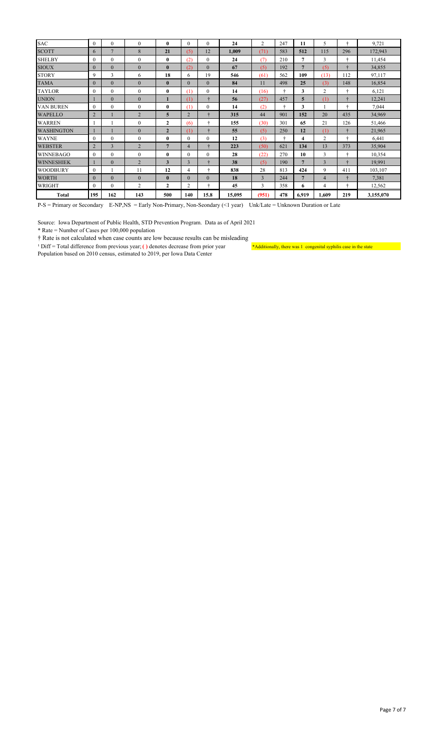| | | | | | | | | | | | | | |
|---|---|---|---|---|---|---|---|---|---|---|---|---|---|
| SAC | 0 | 0 | 0 | **0** | 0 | 0 | **24** | 2 | 247 | **11** | 5 | † | 9,721 |
| SCOTT | 6 | 7 | 8 | **21** | (5) | 12 | **1,009** | (71) | 583 | **512** | 115 | 296 | 172,943 |
| SHELBY | 0 | 0 | 0 | **0** | (2) | 0 | **24** | (7) | 210 | **7** | 3 | † | 11,454 |
| SIOUX | 0 | 0 | 0 | **0** | (2) | 0 | **67** | (5) | 192 | **7** | (5) | † | 34,855 |
| STORY | 9 | 3 | 6 | **18** | 6 | 19 | **546** | (61) | 562 | **109** | (13) | 112 | 97,117 |
| TAMA | 0 | 0 | 0 | **0** | 0 | 0 | **84** | 11 | 498 | **25** | (3) | 148 | 16,854 |
| TAYLOR | 0 | 0 | 0 | **0** | (1) | 0 | **14** | (16) | † | **3** | 2 | † | 6,121 |
| UNION | 1 | 0 | 0 | **1** | (1) | † | **56** | (27) | 457 | **5** | (1) | † | 12,241 |
| VAN BUREN | 0 | 0 | 0 | **0** | (1) | 0 | **14** | (2) | † | **3** | 1 | † | 7,044 |
| WAPELLO | 2 | 1 | 2 | **5** | 2 | † | **315** | 44 | 901 | **152** | 20 | 435 | 34,969 |
| WARREN | 1 | 1 | 0 | **2** | (6) | † | **155** | (30) | 301 | **65** | 21 | 126 | 51,466 |
| WASHINGTON | 1 | 1 | 0 | **2** | (1) | † | **55** | (5) | 250 | **12** | (1) | † | 21,965 |
| WAYNE | 0 | 0 | 0 | **0** | 0 | 0 | **12** | (3) | † | **4** | 2 | † | 6,441 |
| WEBSTER | 2 | 3 | 2 | **7** | 4 | † | **223** | (50) | 621 | **134** | 13 | 373 | 35,904 |
| WINNEBAGO | 0 | 0 | 0 | **0** | 0 | 0 | **28** | (22) | 270 | **10** | 3 | † | 10,354 |
| WINNESHIEK | 1 | 0 | 2 | **3** | 3 | † | **38** | (5) | 190 | **7** | 3 | † | 19,991 |
| WOODBURY | 0 | 1 | 11 | **12** | 4 | † | **838** | 28 | 813 | **424** | 9 | 411 | 103,107 |
| WORTH | 0 | 0 | 0 | **0** | 0 | 0 | **18** | 3 | 244 | **7** | 4 | † | 7,381 |
| WRIGHT | 0 | 0 | 2 | **2** | 2 | † | **45** | 3 | 358 | **6** | 4 | † | 12,562 |
| **Total** | **195** | **162** | **143** | **500** | **140** | **15.8** | **15,095** | **(951)** | **478** | **6,919** | **1,609** | **219** | **3,155,070** |

P-S = Primary or Secondary E-NP,NS = Early Non-Primary, Non-Seondary (<1 year) Unk/Late = Unknown Duration or Late

Source: Iowa Department of Public Health, STD Prevention Program. Data as of April 2021

* Rate = Number of Cases per 100,000 population

† Rate is not calculated when case counts are low because results can be misleading

¹ Diff = Total difference from previous year; **( )** denotes decrease from prior year

*Additionally, there was 1 congenital syphilis case in the state

Population based on 2010 census, estimated to 2019, per Iowa Data Center